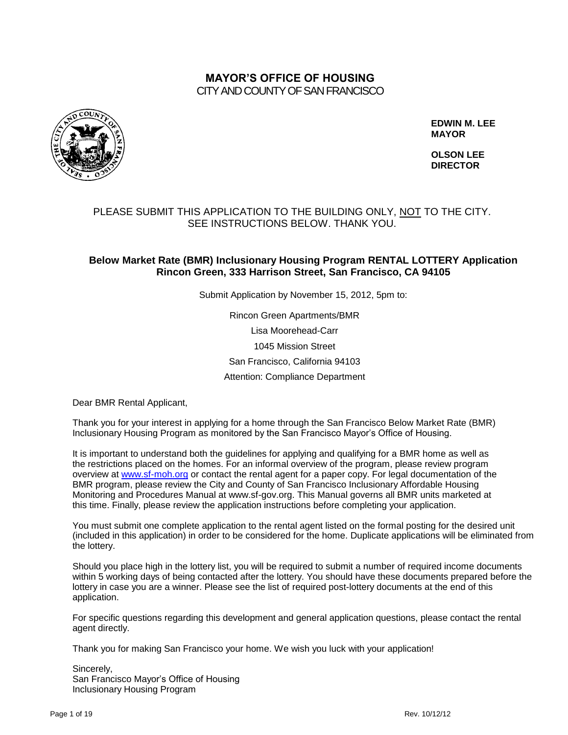# MAYOR'S OFFICE OF HOUSING

CITY AND COUNTY OF SAN FRANCISCO

**EDWIN M. LEE**
**MAYOR**

**OLSON LEE**
**DIRECTOR**

PLEASE SUBMIT THIS APPLICATION TO THE BUILDING ONLY, NOT TO THE CITY. SEE INSTRUCTIONS BELOW. THANK YOU.

## Below Market Rate (BMR) Inclusionary Housing Program RENTAL LOTTERY Application Rincon Green, 333 Harrison Street, San Francisco, CA 94105

Submit Application by November 15, 2012, 5pm to:

Rincon Green Apartments/BMR
Lisa Moorehead-Carr
1045 Mission Street
San Francisco, California 94103
Attention: Compliance Department

Dear BMR Rental Applicant,

Thank you for your interest in applying for a home through the San Francisco Below Market Rate (BMR) Inclusionary Housing Program as monitored by the San Francisco Mayor's Office of Housing.

It is important to understand both the guidelines for applying and qualifying for a BMR home as well as the restrictions placed on the homes. For an informal overview of the program, please review program overview at www.sf-moh.org or contact the rental agent for a paper copy. For legal documentation of the BMR program, please review the City and County of San Francisco Inclusionary Affordable Housing Monitoring and Procedures Manual at www.sf-gov.org. This Manual governs all BMR units marketed at this time. Finally, please review the application instructions before completing your application.

You must submit one complete application to the rental agent listed on the formal posting for the desired unit (included in this application) in order to be considered for the home. Duplicate applications will be eliminated from the lottery.

Should you place high in the lottery list, you will be required to submit a number of required income documents within 5 working days of being contacted after the lottery. You should have these documents prepared before the lottery in case you are a winner. Please see the list of required post-lottery documents at the end of this application.

For specific questions regarding this development and general application questions, please contact the rental agent directly.

Thank you for making San Francisco your home. We wish you luck with your application!

Sincerely,
San Francisco Mayor's Office of Housing
Inclusionary Housing Program

Rev. 10/12/12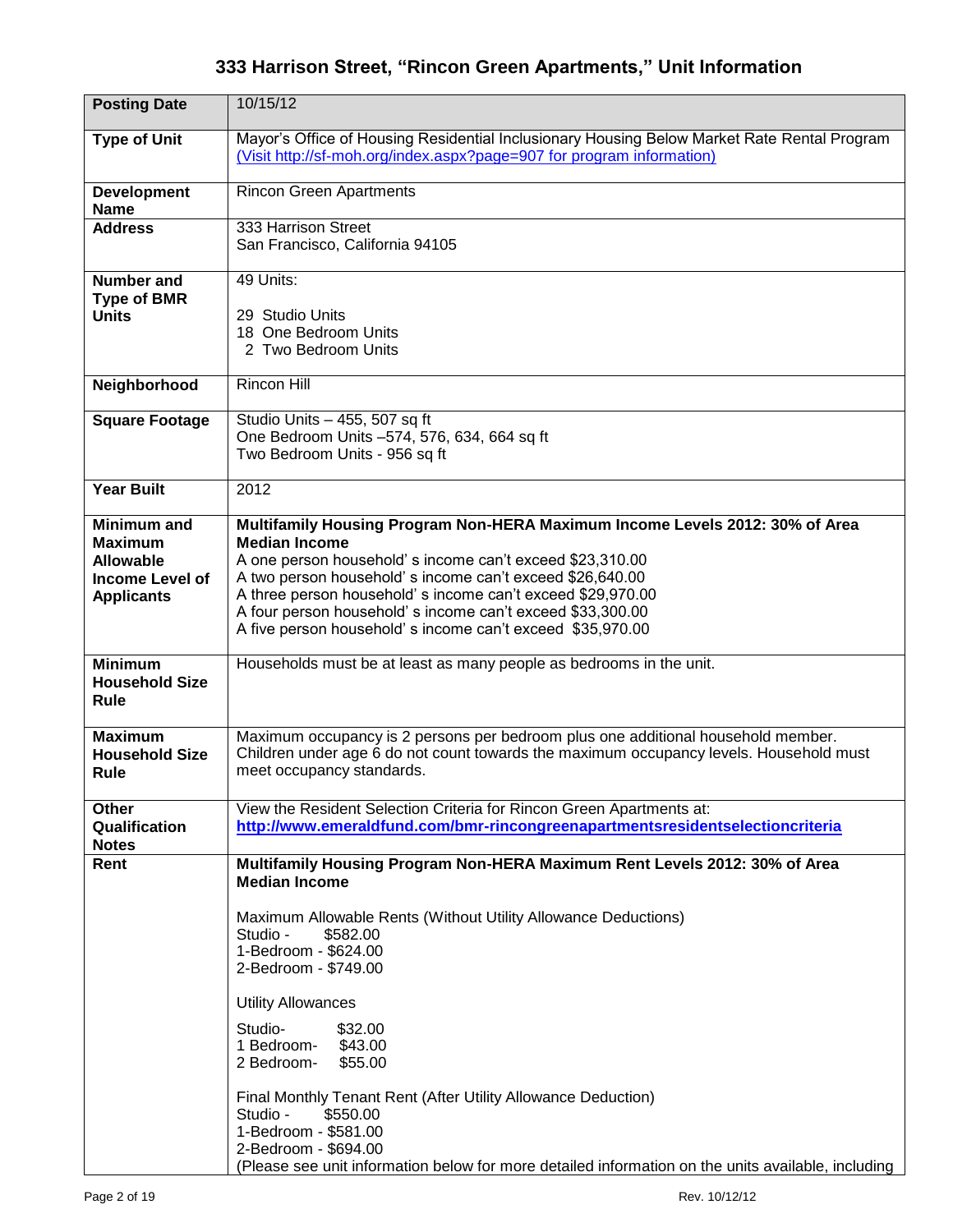# 333 Harrison Street, "Rincon Green Apartments," Unit Information

| **Posting Date** | 10/15/12 |
|---|---|
| **Type of Unit** | Mayor's Office of Housing Residential Inclusionary Housing Below Market Rate Rental Program (Visit http://sf-moh.org/index.aspx?page=907 for program information) |
| **Development Name** | Rincon Green Apartments |
| **Address** | 333 Harrison Street<br>San Francisco, California 94105 |
| **Number and Type of BMR Units** | 49 Units:<br><br>29 Studio Units<br>18 One Bedroom Units<br>2 Two Bedroom Units |
| **Neighborhood** | Rincon Hill |
| **Square Footage** | Studio Units – 455, 507 sq ft<br>One Bedroom Units –574, 576, 634, 664 sq ft<br>Two Bedroom Units - 956 sq ft |
| **Year Built** | 2012 |
| **Minimum and Maximum Allowable Income Level of Applicants** | **Multifamily Housing Program Non-HERA Maximum Income Levels 2012: 30% of Area Median Income**<br>A one person household' s income can't exceed $23,310.00<br>A two person household' s income can't exceed $26,640.00<br>A three person household' s income can't exceed $29,970.00<br>A four person household' s income can't exceed $33,300.00<br>A five person household' s income can't exceed $35,970.00 |
| **Minimum Household Size Rule** | Households must be at least as many people as bedrooms in the unit. |
| **Maximum Household Size Rule** | Maximum occupancy is 2 persons per bedroom plus one additional household member. Children under age 6 do not count towards the maximum occupancy levels. Household must meet occupancy standards. |
| **Other Qualification Notes** | View the Resident Selection Criteria for Rincon Green Apartments at: **http://www.emeraldfund.com/bmr-rincongreenapartmentsresidentselectioncriteria** |
| **Rent** | **Multifamily Housing Program Non-HERA Maximum Rent Levels 2012: 30% of Area Median Income**<br><br>Maximum Allowable Rents (Without Utility Allowance Deductions)<br>Studio - $582.00<br>1-Bedroom - $624.00<br>2-Bedroom - $749.00<br><br>Utility Allowances<br><br>Studio- $32.00<br>1 Bedroom- $43.00<br>2 Bedroom- $55.00<br><br>Final Monthly Tenant Rent (After Utility Allowance Deduction)<br>Studio - $550.00<br>1-Bedroom - $581.00<br>2-Bedroom - $694.00<br>(Please see unit information below for more detailed information on the units available, including |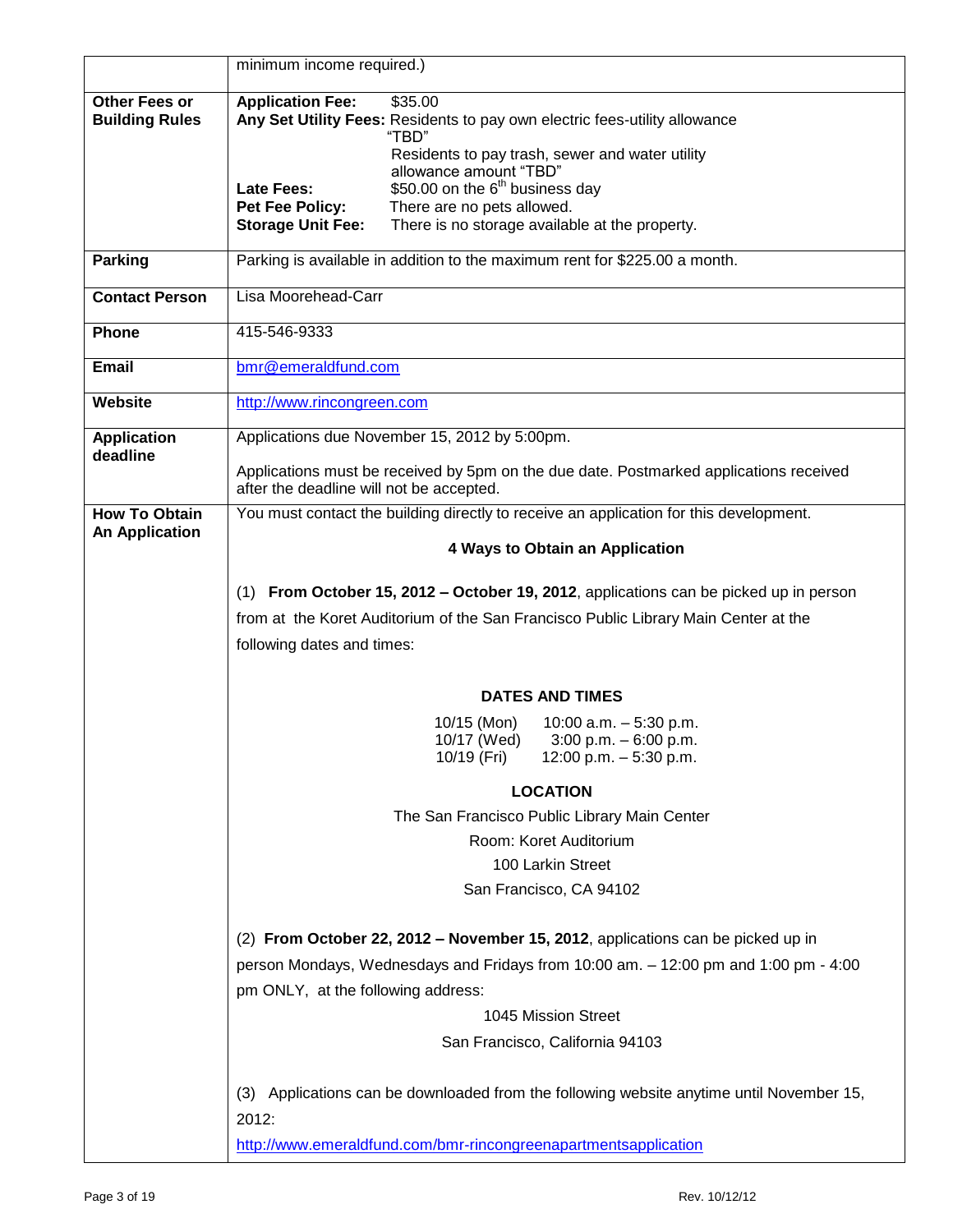| | |
|---|---|
| | minimum income required.) |
| **Other Fees or Building Rules** | **Application Fee:** $35.00<br>**Any Set Utility Fees:** Residents to pay own electric fees-utility allowance "TBD"<br>Residents to pay trash, sewer and water utility allowance amount "TBD"<br>**Late Fees:** $50.00 on the 6th business day<br>**Pet Fee Policy:** There are no pets allowed.<br>**Storage Unit Fee:** There is no storage available at the property. |
| **Parking** | Parking is available in addition to the maximum rent for $225.00 a month. |
| **Contact Person** | Lisa Moorehead-Carr |
| **Phone** | 415-546-9333 |
| **Email** | bmr@emeraldfund.com |
| **Website** | http://www.rincongreen.com |
| **Application deadline** | Applications due November 15, 2012 by 5:00pm.<br><br>Applications must be received by 5pm on the due date. Postmarked applications received after the deadline will not be accepted. |
| **How To Obtain An Application** | You must contact the building directly to receive an application for this development.<br><br>**4 Ways to Obtain an Application**<br><br>(1) **From October 15, 2012 – October 19, 2012**, applications can be picked up in person from at the Koret Auditorium of the San Francisco Public Library Main Center at the following dates and times:<br><br>**DATES AND TIMES**<br>10/15 (Mon) 10:00 a.m. – 5:30 p.m.<br>10/17 (Wed) 3:00 p.m. – 6:00 p.m.<br>10/19 (Fri) 12:00 p.m. – 5:30 p.m.<br><br>**LOCATION**<br>The San Francisco Public Library Main Center<br>Room: Koret Auditorium<br>100 Larkin Street<br>San Francisco, CA 94102<br><br>(2) **From October 22, 2012 – November 15, 2012**, applications can be picked up in person Mondays, Wednesdays and Fridays from 10:00 am. – 12:00 pm and 1:00 pm - 4:00 pm ONLY, at the following address:<br>1045 Mission Street<br>San Francisco, California 94103<br><br>(3) Applications can be downloaded from the following website anytime until November 15, 2012:<br>http://www.emeraldfund.com/bmr-rincongreenapartmentsapplication |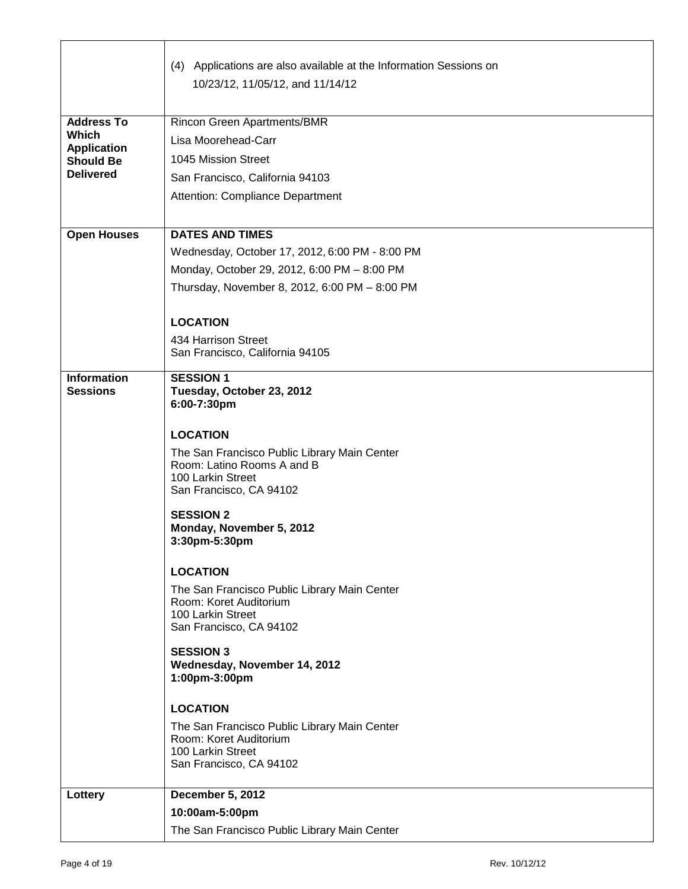| | |
|---|---|
| | (4) Applications are also available at the Information Sessions on 10/23/12, 11/05/12, and 11/14/12 |
| **Address To Which Application Should Be Delivered** | Rincon Green Apartments/BMR<br>Lisa Moorehead-Carr<br>1045 Mission Street<br>San Francisco, California 94103<br>Attention: Compliance Department |
| **Open Houses** | **DATES AND TIMES**<br>Wednesday, October 17, 2012, 6:00 PM - 8:00 PM<br>Monday, October 29, 2012, 6:00 PM – 8:00 PM<br>Thursday, November 8, 2012, 6:00 PM – 8:00 PM<br><br>**LOCATION**<br>434 Harrison Street<br>San Francisco, California 94105 |
| **Information Sessions** | **SESSION 1**<br>**Tuesday, October 23, 2012**<br>**6:00-7:30pm**<br><br>**LOCATION**<br>The San Francisco Public Library Main Center<br>Room: Latino Rooms A and B<br>100 Larkin Street<br>San Francisco, CA 94102<br><br>**SESSION 2**<br>**Monday, November 5, 2012**<br>**3:30pm-5:30pm**<br><br>**LOCATION**<br>The San Francisco Public Library Main Center<br>Room: Koret Auditorium<br>100 Larkin Street<br>San Francisco, CA 94102<br><br>**SESSION 3**<br>**Wednesday, November 14, 2012**<br>**1:00pm-3:00pm**<br><br>**LOCATION**<br>The San Francisco Public Library Main Center<br>Room: Koret Auditorium<br>100 Larkin Street<br>San Francisco, CA 94102 |
| **Lottery** | **December 5, 2012**<br>**10:00am-5:00pm**<br>The San Francisco Public Library Main Center |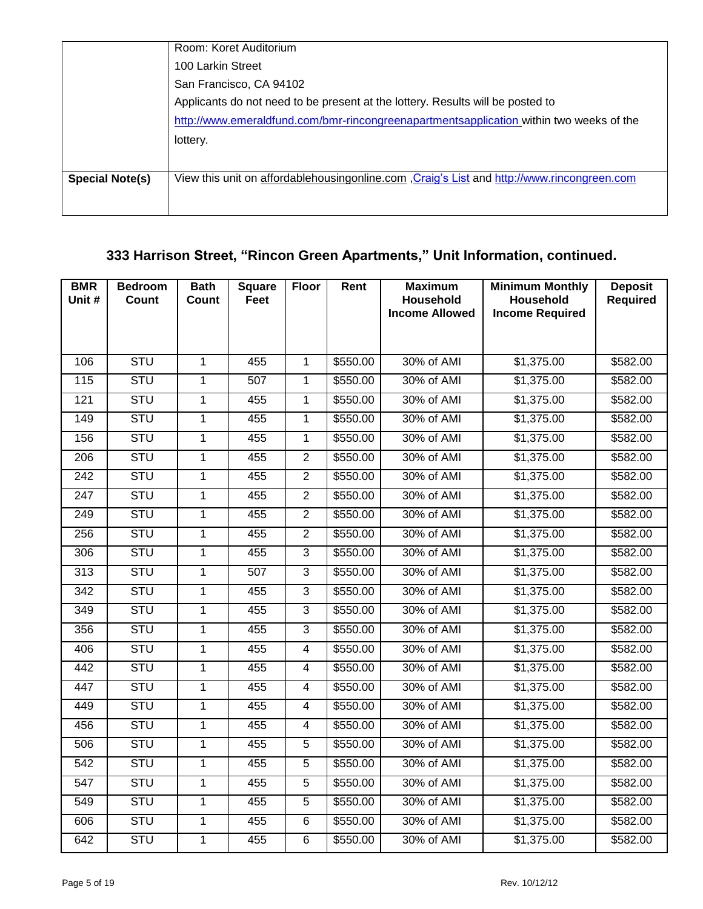| | |
|---|---|
| | Room: Koret Auditorium<br>100 Larkin Street<br>San Francisco, CA 94102<br>Applicants do not need to be present at the lottery. Results will be posted to http://www.emeraldfund.com/bmr-rincongreenapartmentsapplication within two weeks of the lottery. |
| **Special Note(s)** | View this unit on affordablehousingonline.com ,Craig's List and http://www.rincongreen.com |

## 333 Harrison Street, "Rincon Green Apartments," Unit Information, continued.

| BMR Unit # | Bedroom Count | Bath Count | Square Feet | Floor | Rent | Maximum Household Income Allowed | Minimum Monthly Household Income Required | Deposit Required |
|---|---|---|---|---|---|---|---|---|
| 106 | STU | 1 | 455 | 1 | $550.00 | 30% of AMI | $1,375.00 | $582.00 |
| 115 | STU | 1 | 507 | 1 | $550.00 | 30% of AMI | $1,375.00 | $582.00 |
| 121 | STU | 1 | 455 | 1 | $550.00 | 30% of AMI | $1,375.00 | $582.00 |
| 149 | STU | 1 | 455 | 1 | $550.00 | 30% of AMI | $1,375.00 | $582.00 |
| 156 | STU | 1 | 455 | 1 | $550.00 | 30% of AMI | $1,375.00 | $582.00 |
| 206 | STU | 1 | 455 | 2 | $550.00 | 30% of AMI | $1,375.00 | $582.00 |
| 242 | STU | 1 | 455 | 2 | $550.00 | 30% of AMI | $1,375.00 | $582.00 |
| 247 | STU | 1 | 455 | 2 | $550.00 | 30% of AMI | $1,375.00 | $582.00 |
| 249 | STU | 1 | 455 | 2 | $550.00 | 30% of AMI | $1,375.00 | $582.00 |
| 256 | STU | 1 | 455 | 2 | $550.00 | 30% of AMI | $1,375.00 | $582.00 |
| 306 | STU | 1 | 455 | 3 | $550.00 | 30% of AMI | $1,375.00 | $582.00 |
| 313 | STU | 1 | 507 | 3 | $550.00 | 30% of AMI | $1,375.00 | $582.00 |
| 342 | STU | 1 | 455 | 3 | $550.00 | 30% of AMI | $1,375.00 | $582.00 |
| 349 | STU | 1 | 455 | 3 | $550.00 | 30% of AMI | $1,375.00 | $582.00 |
| 356 | STU | 1 | 455 | 3 | $550.00 | 30% of AMI | $1,375.00 | $582.00 |
| 406 | STU | 1 | 455 | 4 | $550.00 | 30% of AMI | $1,375.00 | $582.00 |
| 442 | STU | 1 | 455 | 4 | $550.00 | 30% of AMI | $1,375.00 | $582.00 |
| 447 | STU | 1 | 455 | 4 | $550.00 | 30% of AMI | $1,375.00 | $582.00 |
| 449 | STU | 1 | 455 | 4 | $550.00 | 30% of AMI | $1,375.00 | $582.00 |
| 456 | STU | 1 | 455 | 4 | $550.00 | 30% of AMI | $1,375.00 | $582.00 |
| 506 | STU | 1 | 455 | 5 | $550.00 | 30% of AMI | $1,375.00 | $582.00 |
| 542 | STU | 1 | 455 | 5 | $550.00 | 30% of AMI | $1,375.00 | $582.00 |
| 547 | STU | 1 | 455 | 5 | $550.00 | 30% of AMI | $1,375.00 | $582.00 |
| 549 | STU | 1 | 455 | 5 | $550.00 | 30% of AMI | $1,375.00 | $582.00 |
| 606 | STU | 1 | 455 | 6 | $550.00 | 30% of AMI | $1,375.00 | $582.00 |
| 642 | STU | 1 | 455 | 6 | $550.00 | 30% of AMI | $1,375.00 | $582.00 |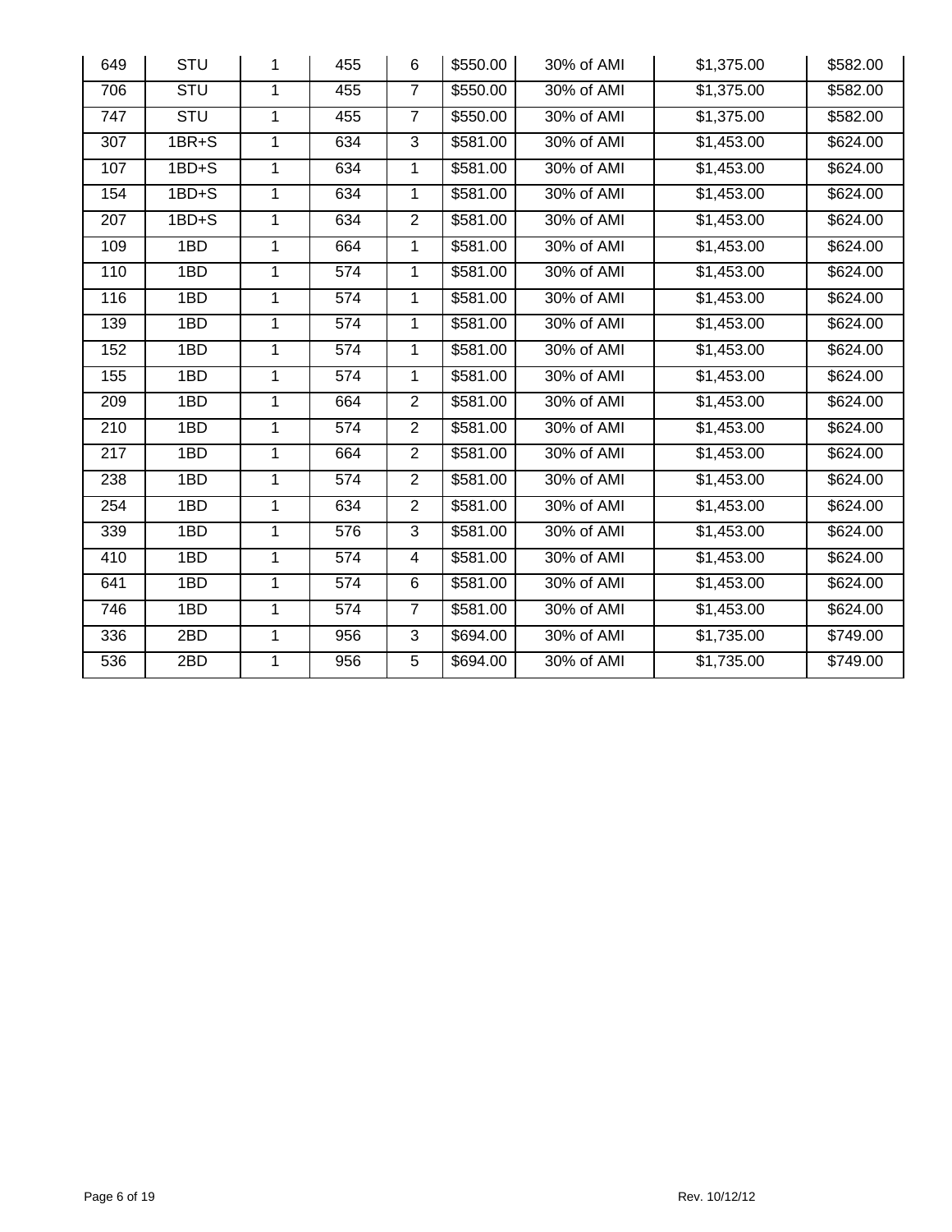| 649 | STU | 1 | 455 | 6 | $550.00 | 30% of AMI | $1,375.00 | $582.00 |
|---|---|---|---|---|---|---|---|---|
| 706 | STU | 1 | 455 | 7 | $550.00 | 30% of AMI | $1,375.00 | $582.00 |
| 747 | STU | 1 | 455 | 7 | $550.00 | 30% of AMI | $1,375.00 | $582.00 |
| 307 | 1BR+S | 1 | 634 | 3 | $581.00 | 30% of AMI | $1,453.00 | $624.00 |
| 107 | 1BD+S | 1 | 634 | 1 | $581.00 | 30% of AMI | $1,453.00 | $624.00 |
| 154 | 1BD+S | 1 | 634 | 1 | $581.00 | 30% of AMI | $1,453.00 | $624.00 |
| 207 | 1BD+S | 1 | 634 | 2 | $581.00 | 30% of AMI | $1,453.00 | $624.00 |
| 109 | 1BD | 1 | 664 | 1 | $581.00 | 30% of AMI | $1,453.00 | $624.00 |
| 110 | 1BD | 1 | 574 | 1 | $581.00 | 30% of AMI | $1,453.00 | $624.00 |
| 116 | 1BD | 1 | 574 | 1 | $581.00 | 30% of AMI | $1,453.00 | $624.00 |
| 139 | 1BD | 1 | 574 | 1 | $581.00 | 30% of AMI | $1,453.00 | $624.00 |
| 152 | 1BD | 1 | 574 | 1 | $581.00 | 30% of AMI | $1,453.00 | $624.00 |
| 155 | 1BD | 1 | 574 | 1 | $581.00 | 30% of AMI | $1,453.00 | $624.00 |
| 209 | 1BD | 1 | 664 | 2 | $581.00 | 30% of AMI | $1,453.00 | $624.00 |
| 210 | 1BD | 1 | 574 | 2 | $581.00 | 30% of AMI | $1,453.00 | $624.00 |
| 217 | 1BD | 1 | 664 | 2 | $581.00 | 30% of AMI | $1,453.00 | $624.00 |
| 238 | 1BD | 1 | 574 | 2 | $581.00 | 30% of AMI | $1,453.00 | $624.00 |
| 254 | 1BD | 1 | 634 | 2 | $581.00 | 30% of AMI | $1,453.00 | $624.00 |
| 339 | 1BD | 1 | 576 | 3 | $581.00 | 30% of AMI | $1,453.00 | $624.00 |
| 410 | 1BD | 1 | 574 | 4 | $581.00 | 30% of AMI | $1,453.00 | $624.00 |
| 641 | 1BD | 1 | 574 | 6 | $581.00 | 30% of AMI | $1,453.00 | $624.00 |
| 746 | 1BD | 1 | 574 | 7 | $581.00 | 30% of AMI | $1,453.00 | $624.00 |
| 336 | 2BD | 1 | 956 | 3 | $694.00 | 30% of AMI | $1,735.00 | $749.00 |
| 536 | 2BD | 1 | 956 | 5 | $694.00 | 30% of AMI | $1,735.00 | $749.00 |

Rev. 10/12/12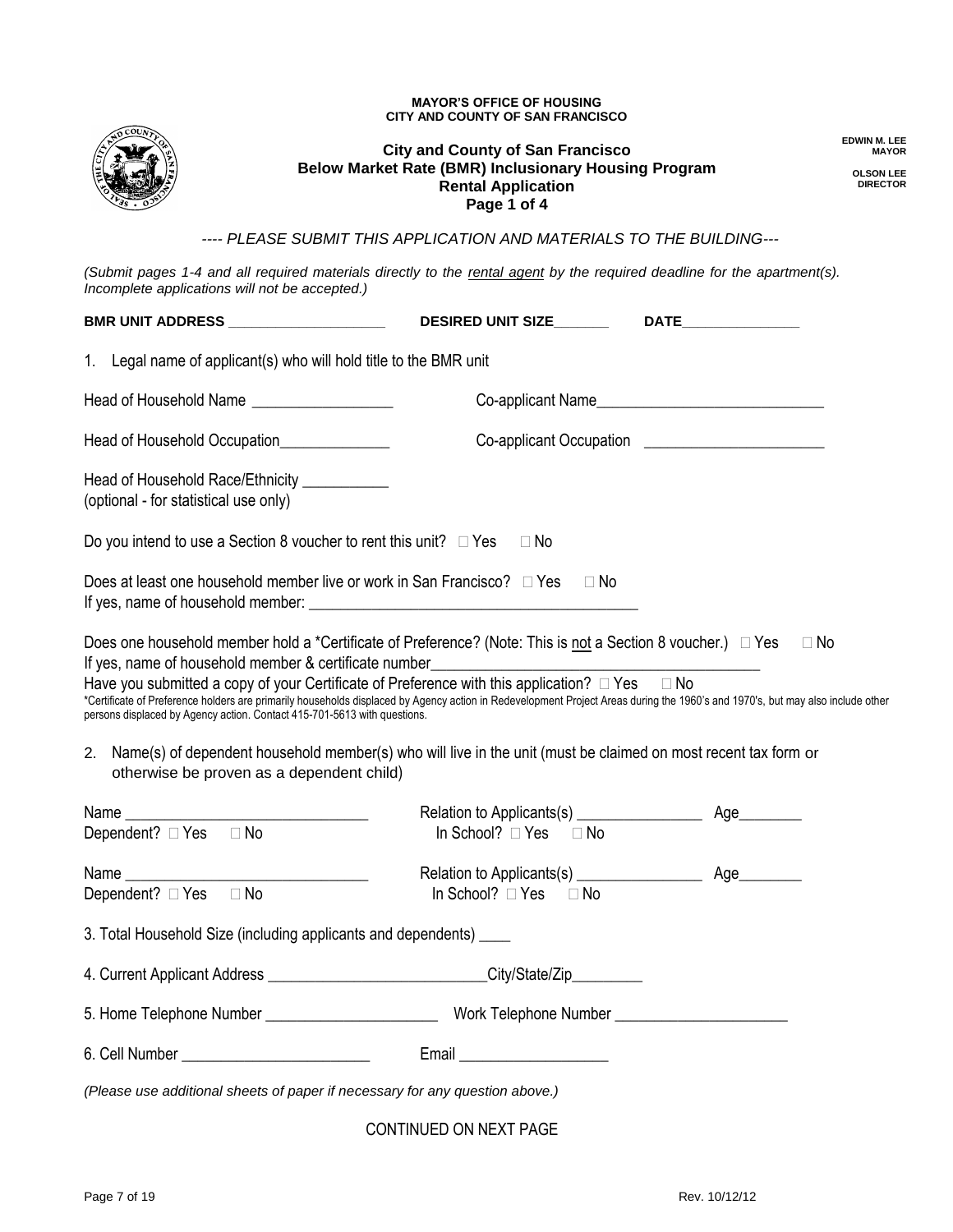**MAYOR'S OFFICE OF HOUSING**
**CITY AND COUNTY OF SAN FRANCISCO**

**EDWIN M. LEE**
**MAYOR**

**OLSON LEE**
**DIRECTOR**

## City and County of San Francisco
## Below Market Rate (BMR) Inclusionary Housing Program
## Rental Application
## Page 1 of 4

*---- PLEASE SUBMIT THIS APPLICATION AND MATERIALS TO THE BUILDING---*

*(Submit pages 1-4 and all required materials directly to the rental agent by the required deadline for the apartment(s). Incomplete applications will not be accepted.)*

**BMR UNIT ADDRESS** ____________________ **DESIRED UNIT SIZE**_______ **DATE**_______________

1. Legal name of applicant(s) who will hold title to the BMR unit

Head of Household Name __________________ Co-applicant Name_____________________________

Head of Household Occupation______________ Co-applicant Occupation _______________________

Head of Household Race/Ethnicity ___________
(optional - for statistical use only)

Do you intend to use a Section 8 voucher to rent this unit? ☐ Yes ☐ No

Does at least one household member live or work in San Francisco? ☐ Yes ☐ No
If yes, name of household member: ___________________________________________

Does one household member hold a *Certificate of Preference? (Note: This is not a Section 8 voucher.) ☐ Yes ☐ No
If yes, name of household member & certificate number_________________________________________
Have you submitted a copy of your Certificate of Preference with this application? ☐ Yes ☐ No
*Certificate of Preference holders are primarily households displaced by Agency action in Redevelopment Project Areas during the 1960's and 1970's, but may also include other persons displaced by Agency action. Contact 415-701-5613 with questions.

2. Name(s) of dependent household member(s) who will live in the unit (must be claimed on most recent tax form or otherwise be proven as a dependent child)

Name _______________________________ Relation to Applicants(s) ________________ Age________
Dependent? ☐ Yes ☐ No In School? ☐ Yes ☐ No

Name _______________________________ Relation to Applicants(s) ________________ Age________
Dependent? ☐ Yes ☐ No In School? ☐ Yes ☐ No

3. Total Household Size (including applicants and dependents) ____

4. Current Applicant Address ____________________________City/State/Zip_________

5. Home Telephone Number ______________________ Work Telephone Number ______________________

6. Cell Number ________________________ Email ___________________

*(Please use additional sheets of paper if necessary for any question above.)*

CONTINUED ON NEXT PAGE

Rev. 10/12/12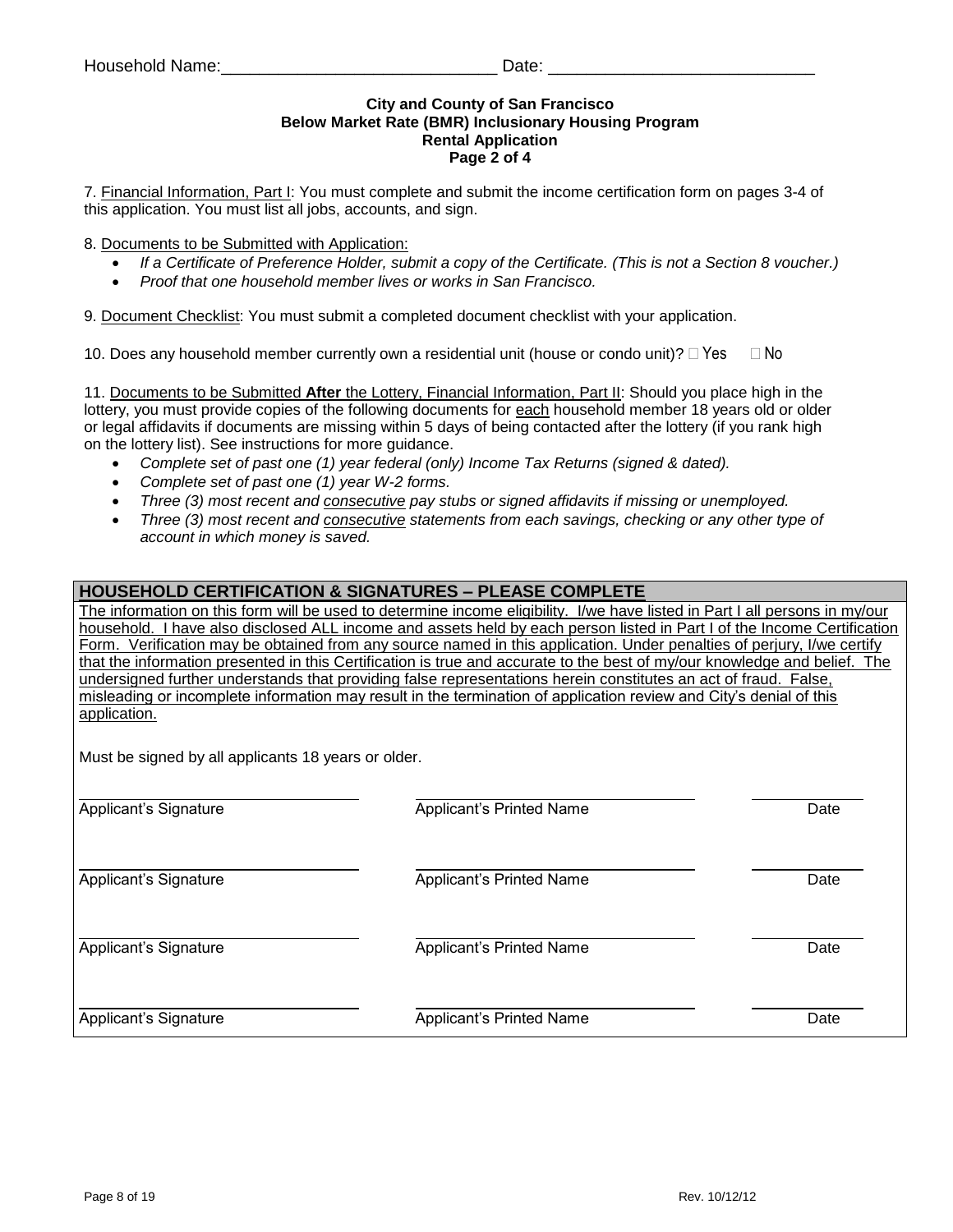Household Name:_____________________________ Date: ___________________________

**City and County of San Francisco**
**Below Market Rate (BMR) Inclusionary Housing Program**
**Rental Application**
**Page 2 of 4**

7. Financial Information, Part I: You must complete and submit the income certification form on pages 3-4 of this application. You must list all jobs, accounts, and sign.

8. Documents to be Submitted with Application:

- *If a Certificate of Preference Holder, submit a copy of the Certificate. (This is not a Section 8 voucher.)*
- *Proof that one household member lives or works in San Francisco.*

9. Document Checklist: You must submit a completed document checklist with your application.

10. Does any household member currently own a residential unit (house or condo unit)? ☐ Yes ☐ No

11. Documents to be Submitted **After** the Lottery, Financial Information, Part II: Should you place high in the lottery, you must provide copies of the following documents for each household member 18 years old or older or legal affidavits if documents are missing within 5 days of being contacted after the lottery (if you rank high on the lottery list). See instructions for more guidance.

- *Complete set of past one (1) year federal (only) Income Tax Returns (signed & dated).*
- *Complete set of past one (1) year W-2 forms.*
- *Three (3) most recent and consecutive pay stubs or signed affidavits if missing or unemployed.*
- *Three (3) most recent and consecutive statements from each savings, checking or any other type of account in which money is saved.*

## HOUSEHOLD CERTIFICATION & SIGNATURES – PLEASE COMPLETE

The information on this form will be used to determine income eligibility. I/we have listed in Part I all persons in my/our household. I have also disclosed ALL income and assets held by each person listed in Part I of the Income Certification Form. Verification may be obtained from any source named in this application. Under penalties of perjury, I/we certify that the information presented in this Certification is true and accurate to the best of my/our knowledge and belief. The undersigned further understands that providing false representations herein constitutes an act of fraud. False, misleading or incomplete information may result in the termination of application review and City's denial of this application.

Must be signed by all applicants 18 years or older.

| Applicant's Signature | Applicant's Printed Name | Date |
|---|---|---|
| | | |
| Applicant's Signature | Applicant's Printed Name | Date |
| | | |
| Applicant's Signature | Applicant's Printed Name | Date |
| | | |
| Applicant's Signature | Applicant's Printed Name | Date |

Rev. 10/12/12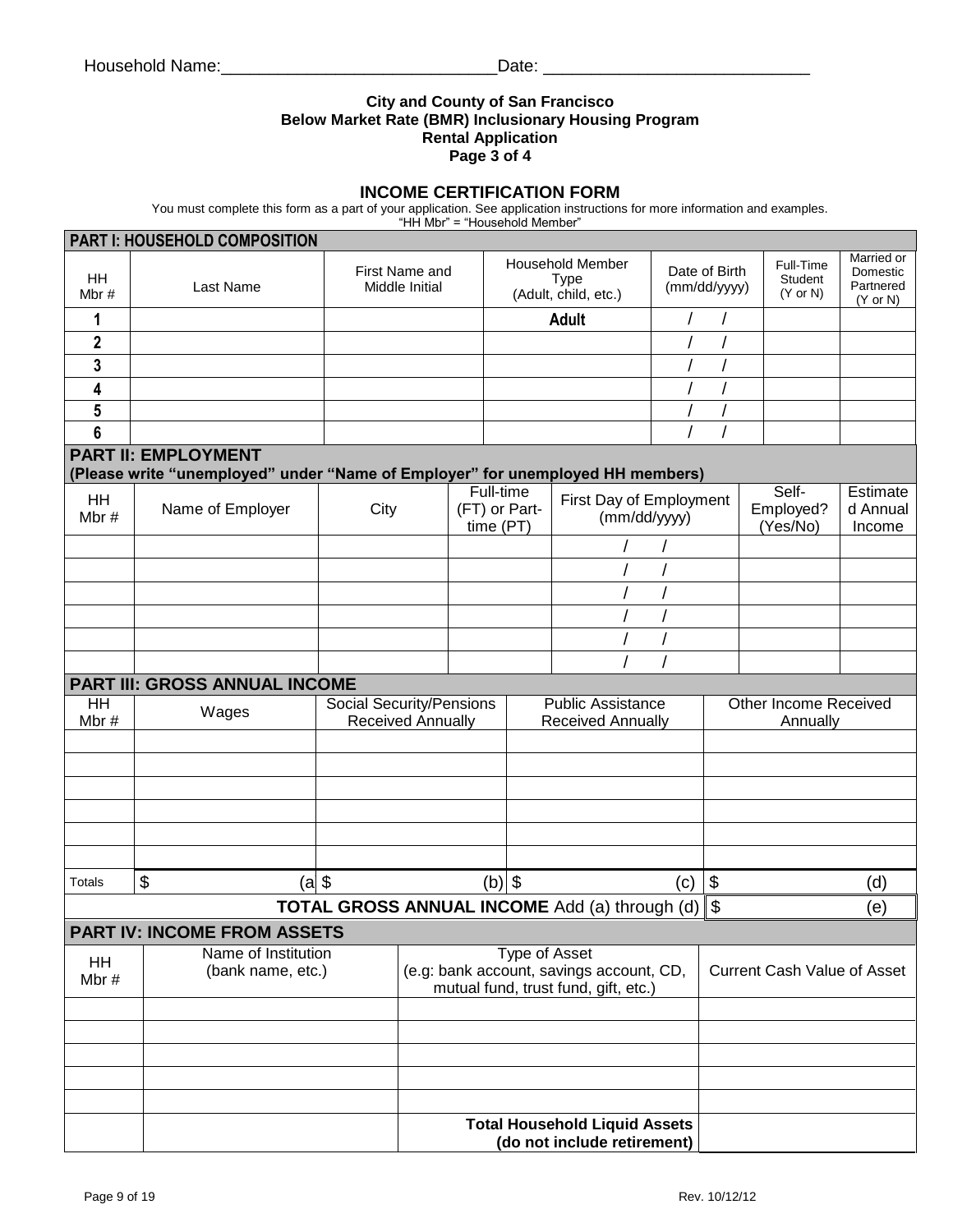Household Name:____________________________Date: ___________________________

**City and County of San Francisco**
**Below Market Rate (BMR) Inclusionary Housing Program**
**Rental Application**
**Page 3 of 4**

## INCOME CERTIFICATION FORM

You must complete this form as a part of your application. See application instructions for more information and examples.
"HH Mbr" = "Household Member"

**PART I: HOUSEHOLD COMPOSITION**

| HH Mbr # | Last Name | First Name and Middle Initial | Household Member Type (Adult, child, etc.) | Date of Birth (mm/dd/yyyy) | Full-Time Student (Y or N) | Married or Domestic Partnered (Y or N) |
|---|---|---|---|---|---|---|
| 1 | | | **Adult** | / / | | |
| 2 | | | | / / | | |
| 3 | | | | / / | | |
| 4 | | | | / / | | |
| 5 | | | | / / | | |
| 6 | | | | / / | | |

**PART II: EMPLOYMENT**
**(Please write "unemployed" under "Name of Employer" for unemployed HH members)**

| HH Mbr # | Name of Employer | City | Full-time (FT) or Part-time (PT) | First Day of Employment (mm/dd/yyyy) | Self-Employed? (Yes/No) | Estimated Annual Income |
|---|---|---|---|---|---|---|
| | | | | / / | | |
| | | | | / / | | |
| | | | | / / | | |
| | | | | / / | | |
| | | | | / / | | |
| | | | | / / | | |

**PART III: GROSS ANNUAL INCOME**

| HH Mbr # | Wages | Social Security/Pensions Received Annually | Public Assistance Received Annually | Other Income Received Annually |
|---|---|---|---|---|
| | | | | |
| | | | | |
| | | | | |
| | | | | |
| | | | | |
| | | | | |
| Totals | $ (a) | $ (b) | $ (c) | $ (d) |
| | | | **TOTAL GROSS ANNUAL INCOME** Add (a) through (d) | $ (e) |

**PART IV: INCOME FROM ASSETS**

| HH Mbr # | Name of Institution (bank name, etc.) | Type of Asset (e.g: bank account, savings account, CD, mutual fund, trust fund, gift, etc.) | Current Cash Value of Asset |
|---|---|---|---|
| | | | |
| | | | |
| | | | |
| | | | |
| | | | |
| | | **Total Household Liquid Assets (do not include retirement)** | |

Rev. 10/12/12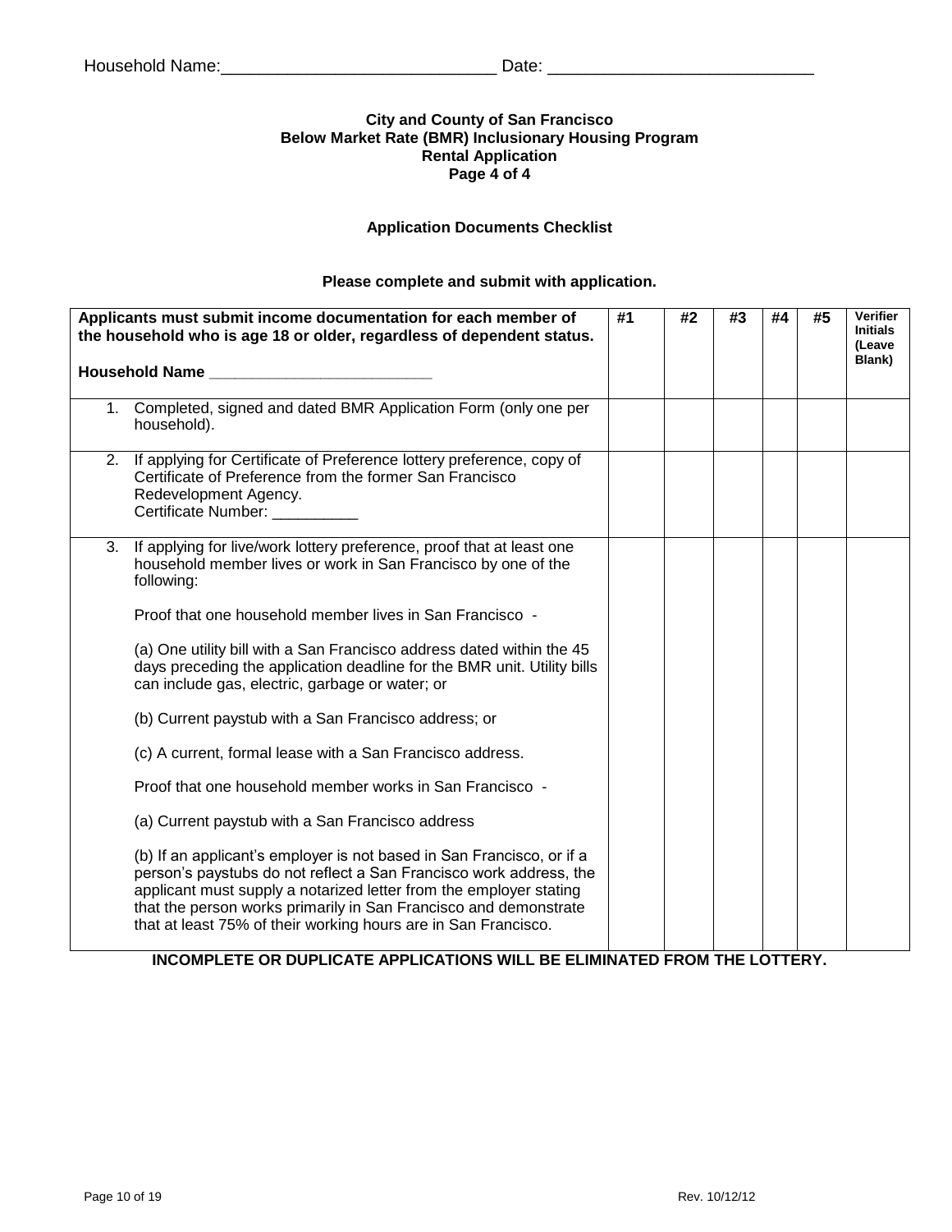Household Name:_____________________________ Date: ___________________________

**City and County of San Francisco**
**Below Market Rate (BMR) Inclusionary Housing Program**
**Rental Application**
**Page 4 of 4**

**Application Documents Checklist**

**Please complete and submit with application.**

| **Applicants must submit income documentation for each member of the household who is age 18 or older, regardless of dependent status.**<br><br>**Household Name ___________________________** | **#1** | **#2** | **#3** | **#4** | **#5** | **Verifier Initials (Leave Blank)** |
|---|---|---|---|---|---|---|
| 1. Completed, signed and dated BMR Application Form (only one per household). | | | | | | |
| 2. If applying for Certificate of Preference lottery preference, copy of Certificate of Preference from the former San Francisco Redevelopment Agency.<br>Certificate Number: __________ | | | | | | |
| 3. If applying for live/work lottery preference, proof that at least one household member lives or work in San Francisco by one of the following:<br><br>Proof that one household member lives in San Francisco -<br><br>(a) One utility bill with a San Francisco address dated within the 45 days preceding the application deadline for the BMR unit. Utility bills can include gas, electric, garbage or water; or<br><br>(b) Current paystub with a San Francisco address; or<br><br>(c) A current, formal lease with a San Francisco address.<br><br>Proof that one household member works in San Francisco -<br><br>(a) Current paystub with a San Francisco address<br><br>(b) If an applicant's employer is not based in San Francisco, or if a person's paystubs do not reflect a San Francisco work address, the applicant must supply a notarized letter from the employer stating that the person works primarily in San Francisco and demonstrate that at least 75% of their working hours are in San Francisco. | | | | | | |

**INCOMPLETE OR DUPLICATE APPLICATIONS WILL BE ELIMINATED FROM THE LOTTERY.**

Rev. 10/12/12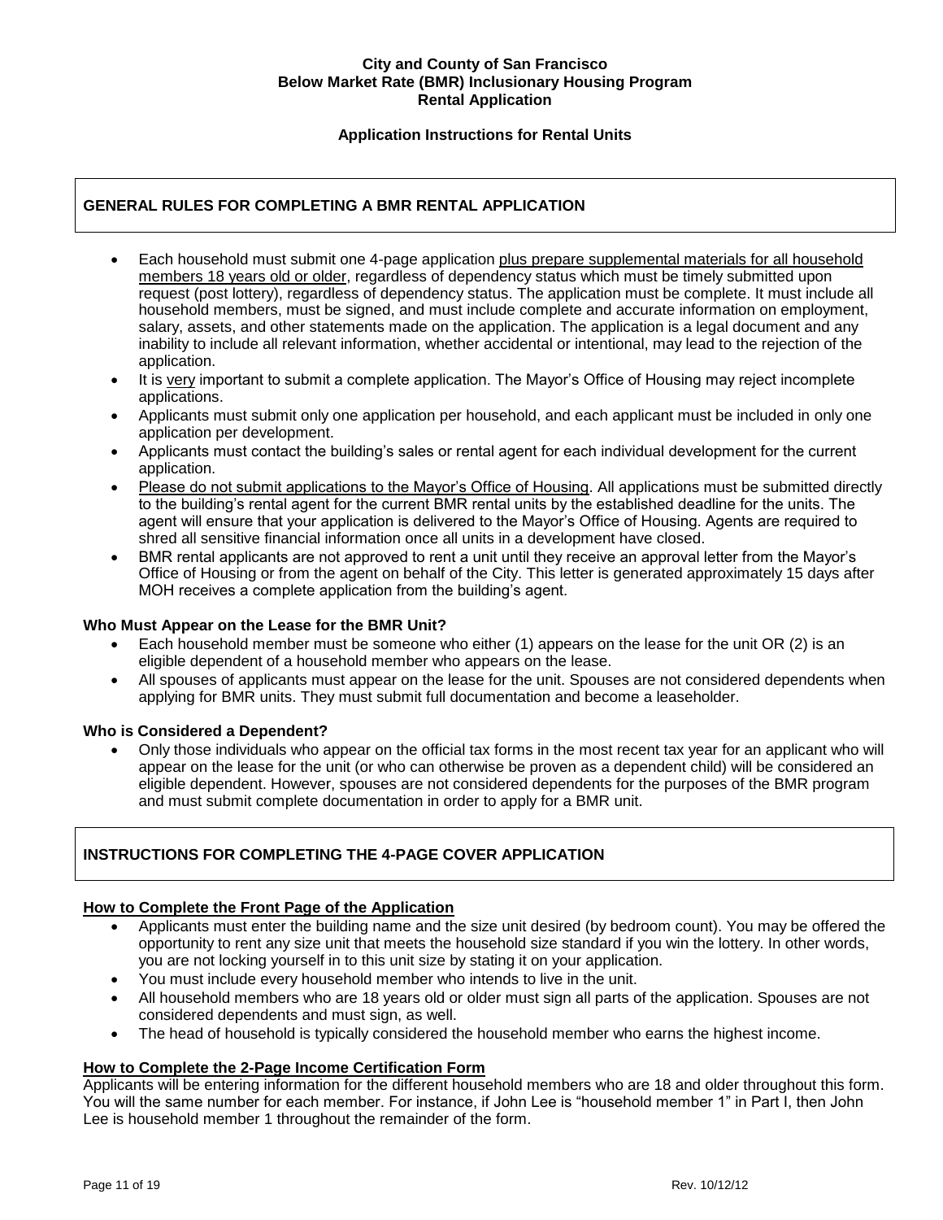**City and County of San Francisco**
**Below Market Rate (BMR) Inclusionary Housing Program**
**Rental Application**

**Application Instructions for Rental Units**

## GENERAL RULES FOR COMPLETING A BMR RENTAL APPLICATION

- Each household must submit one 4-page application plus prepare supplemental materials for all household members 18 years old or older, regardless of dependency status which must be timely submitted upon request (post lottery), regardless of dependency status. The application must be complete. It must include all household members, must be signed, and must include complete and accurate information on employment, salary, assets, and other statements made on the application. The application is a legal document and any inability to include all relevant information, whether accidental or intentional, may lead to the rejection of the application.
- It is very important to submit a complete application. The Mayor's Office of Housing may reject incomplete applications.
- Applicants must submit only one application per household, and each applicant must be included in only one application per development.
- Applicants must contact the building's sales or rental agent for each individual development for the current application.
- Please do not submit applications to the Mayor's Office of Housing. All applications must be submitted directly to the building's rental agent for the current BMR rental units by the established deadline for the units. The agent will ensure that your application is delivered to the Mayor's Office of Housing. Agents are required to shred all sensitive financial information once all units in a development have closed.
- BMR rental applicants are not approved to rent a unit until they receive an approval letter from the Mayor's Office of Housing or from the agent on behalf of the City. This letter is generated approximately 15 days after MOH receives a complete application from the building's agent.

### Who Must Appear on the Lease for the BMR Unit?

- Each household member must be someone who either (1) appears on the lease for the unit OR (2) is an eligible dependent of a household member who appears on the lease.
- All spouses of applicants must appear on the lease for the unit. Spouses are not considered dependents when applying for BMR units. They must submit full documentation and become a leaseholder.

### Who is Considered a Dependent?

- Only those individuals who appear on the official tax forms in the most recent tax year for an applicant who will appear on the lease for the unit (or who can otherwise be proven as a dependent child) will be considered an eligible dependent. However, spouses are not considered dependents for the purposes of the BMR program and must submit complete documentation in order to apply for a BMR unit.

## INSTRUCTIONS FOR COMPLETING THE 4-PAGE COVER APPLICATION

### How to Complete the Front Page of the Application

- Applicants must enter the building name and the size unit desired (by bedroom count). You may be offered the opportunity to rent any size unit that meets the household size standard if you win the lottery. In other words, you are not locking yourself in to this unit size by stating it on your application.
- You must include every household member who intends to live in the unit.
- All household members who are 18 years old or older must sign all parts of the application. Spouses are not considered dependents and must sign, as well.
- The head of household is typically considered the household member who earns the highest income.

### How to Complete the 2-Page Income Certification Form

Applicants will be entering information for the different household members who are 18 and older throughout this form. You will the same number for each member. For instance, if John Lee is "household member 1" in Part I, then John Lee is household member 1 throughout the remainder of the form.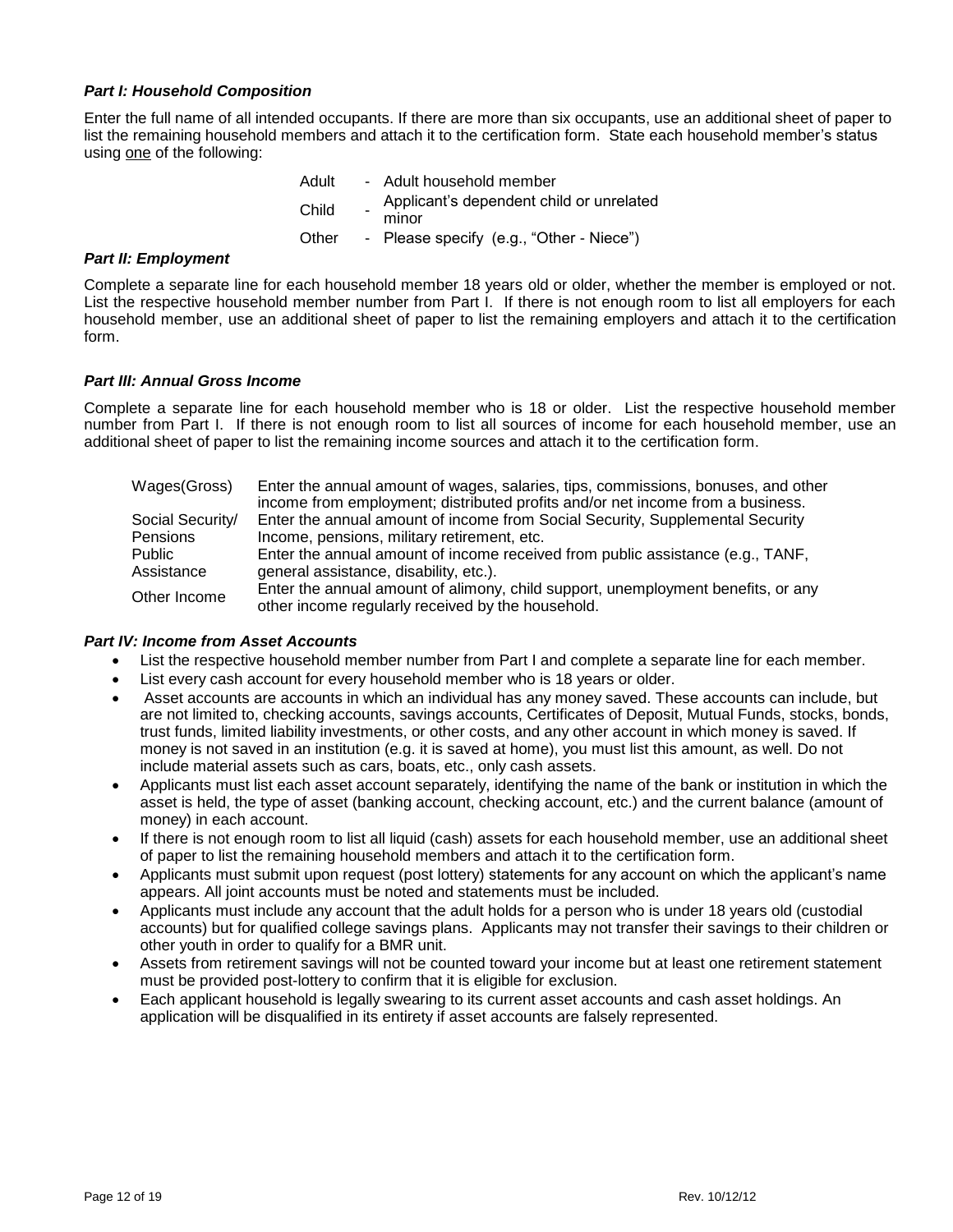### *Part I: Household Composition*

Enter the full name of all intended occupants. If there are more than six occupants, use an additional sheet of paper to list the remaining household members and attach it to the certification form. State each household member's status using <u>one</u> of the following:

| | |
|---|---|
| Adult | - Adult household member |
| Child | - Applicant's dependent child or unrelated minor |
| Other | - Please specify (e.g., "Other - Niece") |

### *Part II: Employment*

Complete a separate line for each household member 18 years old or older, whether the member is employed or not. List the respective household member number from Part I. If there is not enough room to list all employers for each household member, use an additional sheet of paper to list the remaining employers and attach it to the certification form.

### *Part III: Annual Gross Income*

Complete a separate line for each household member who is 18 or older. List the respective household member number from Part I. If there is not enough room to list all sources of income for each household member, use an additional sheet of paper to list the remaining income sources and attach it to the certification form.

| | |
|---|---|
| Wages(Gross) | Enter the annual amount of wages, salaries, tips, commissions, bonuses, and other income from employment; distributed profits and/or net income from a business. |
| Social Security/ Pensions | Enter the annual amount of income from Social Security, Supplemental Security Income, pensions, military retirement, etc. |
| Public Assistance | Enter the annual amount of income received from public assistance (e.g., TANF, general assistance, disability, etc.). |
| Other Income | Enter the annual amount of alimony, child support, unemployment benefits, or any other income regularly received by the household. |

### *Part IV: Income from Asset Accounts*

- List the respective household member number from Part I and complete a separate line for each member.
- List every cash account for every household member who is 18 years or older.
- Asset accounts are accounts in which an individual has any money saved. These accounts can include, but are not limited to, checking accounts, savings accounts, Certificates of Deposit, Mutual Funds, stocks, bonds, trust funds, limited liability investments, or other costs, and any other account in which money is saved. If money is not saved in an institution (e.g. it is saved at home), you must list this amount, as well. Do not include material assets such as cars, boats, etc., only cash assets.
- Applicants must list each asset account separately, identifying the name of the bank or institution in which the asset is held, the type of asset (banking account, checking account, etc.) and the current balance (amount of money) in each account.
- If there is not enough room to list all liquid (cash) assets for each household member, use an additional sheet of paper to list the remaining household members and attach it to the certification form.
- Applicants must submit upon request (post lottery) statements for any account on which the applicant's name appears. All joint accounts must be noted and statements must be included.
- Applicants must include any account that the adult holds for a person who is under 18 years old (custodial accounts) but for qualified college savings plans. Applicants may not transfer their savings to their children or other youth in order to qualify for a BMR unit.
- Assets from retirement savings will not be counted toward your income but at least one retirement statement must be provided post-lottery to confirm that it is eligible for exclusion.
- Each applicant household is legally swearing to its current asset accounts and cash asset holdings. An application will be disqualified in its entirety if asset accounts are falsely represented.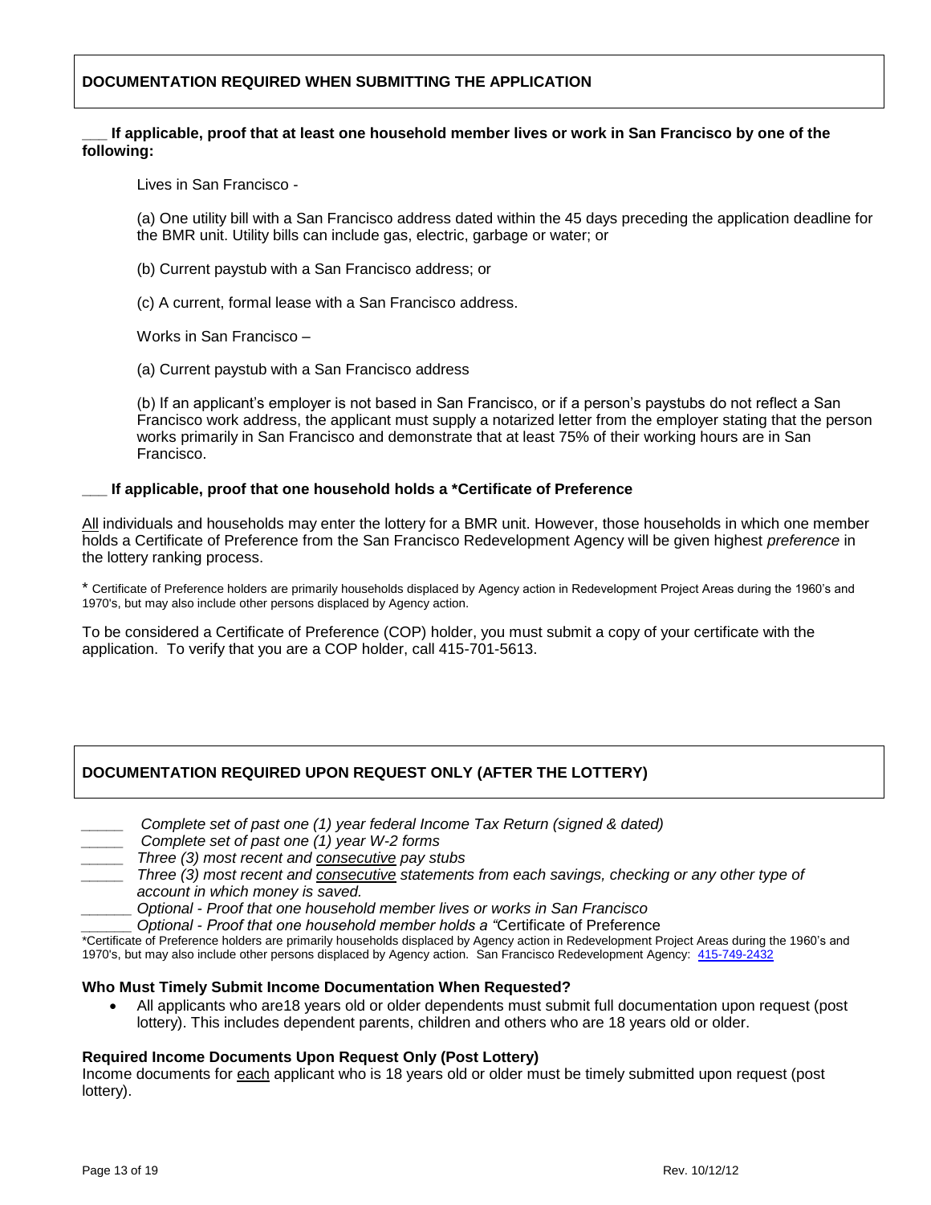## DOCUMENTATION REQUIRED WHEN SUBMITTING THE APPLICATION

**___ If applicable, proof that at least one household member lives or work in San Francisco by one of the following:**

Lives in San Francisco -

(a) One utility bill with a San Francisco address dated within the 45 days preceding the application deadline for the BMR unit. Utility bills can include gas, electric, garbage or water; or

(b) Current paystub with a San Francisco address; or

(c) A current, formal lease with a San Francisco address.

Works in San Francisco –

(a) Current paystub with a San Francisco address

(b) If an applicant's employer is not based in San Francisco, or if a person's paystubs do not reflect a San Francisco work address, the applicant must supply a notarized letter from the employer stating that the person works primarily in San Francisco and demonstrate that at least 75% of their working hours are in San Francisco.

**___ If applicable, proof that one household holds a *Certificate of Preference**

All individuals and households may enter the lottery for a BMR unit. However, those households in which one member holds a Certificate of Preference from the San Francisco Redevelopment Agency will be given highest *preference* in the lottery ranking process.

* Certificate of Preference holders are primarily households displaced by Agency action in Redevelopment Project Areas during the 1960's and 1970's, but may also include other persons displaced by Agency action.

To be considered a Certificate of Preference (COP) holder, you must submit a copy of your certificate with the application. To verify that you are a COP holder, call 415-701-5613.

## DOCUMENTATION REQUIRED UPON REQUEST ONLY (AFTER THE LOTTERY)

- _____ *Complete set of past one (1) year federal Income Tax Return (signed & dated)*
- _____ *Complete set of past one (1) year W-2 forms*
- _____ *Three (3) most recent and consecutive pay stubs*
- _____ *Three (3) most recent and consecutive statements from each savings, checking or any other type of account in which money is saved.*
- ______ *Optional - Proof that one household member lives or works in San Francisco*
- ______ *Optional - Proof that one household member holds a "*Certificate of Preference

*Certificate of Preference holders are primarily households displaced by Agency action in Redevelopment Project Areas during the 1960's and 1970's, but may also include other persons displaced by Agency action. San Francisco Redevelopment Agency: 415-749-2432

**Who Must Timely Submit Income Documentation When Requested?**

- All applicants who are18 years old or older dependents must submit full documentation upon request (post lottery). This includes dependent parents, children and others who are 18 years old or older.

**Required Income Documents Upon Request Only (Post Lottery)**

Income documents for each applicant who is 18 years old or older must be timely submitted upon request (post lottery).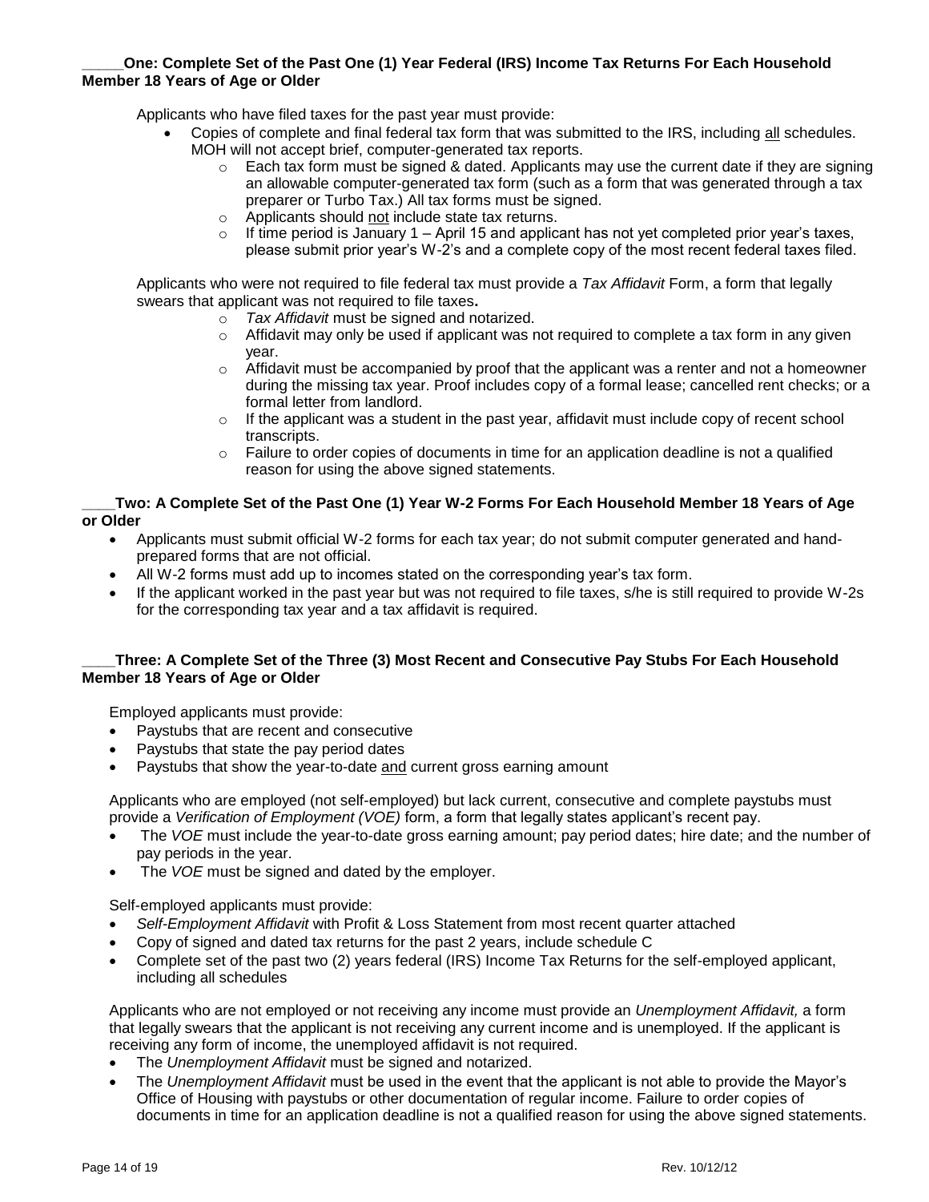**_____One: Complete Set of the Past One (1) Year Federal (IRS) Income Tax Returns For Each Household Member 18 Years of Age or Older**

Applicants who have filed taxes for the past year must provide:

- Copies of complete and final federal tax form that was submitted to the IRS, including all schedules. MOH will not accept brief, computer-generated tax reports.
    - Each tax form must be signed & dated. Applicants may use the current date if they are signing an allowable computer-generated tax form (such as a form that was generated through a tax preparer or Turbo Tax.) All tax forms must be signed.
    - Applicants should not include state tax returns.
    - If time period is January 1 – April 15 and applicant has not yet completed prior year's taxes, please submit prior year's W-2's and a complete copy of the most recent federal taxes filed.

Applicants who were not required to file federal tax must provide a *Tax Affidavit* Form, a form that legally swears that applicant was not required to file taxes**.**

- *Tax Affidavit* must be signed and notarized.
- Affidavit may only be used if applicant was not required to complete a tax form in any given year.
- Affidavit must be accompanied by proof that the applicant was a renter and not a homeowner during the missing tax year. Proof includes copy of a formal lease; cancelled rent checks; or a formal letter from landlord.
- If the applicant was a student in the past year, affidavit must include copy of recent school transcripts.
- Failure to order copies of documents in time for an application deadline is not a qualified reason for using the above signed statements.

**____Two: A Complete Set of the Past One (1) Year W-2 Forms For Each Household Member 18 Years of Age or Older**

- Applicants must submit official W-2 forms for each tax year; do not submit computer generated and hand-prepared forms that are not official.
- All W-2 forms must add up to incomes stated on the corresponding year's tax form.
- If the applicant worked in the past year but was not required to file taxes, s/he is still required to provide W-2s for the corresponding tax year and a tax affidavit is required.

**____Three: A Complete Set of the Three (3) Most Recent and Consecutive Pay Stubs For Each Household Member 18 Years of Age or Older**

Employed applicants must provide:

- Paystubs that are recent and consecutive
- Paystubs that state the pay period dates
- Paystubs that show the year-to-date and current gross earning amount

Applicants who are employed (not self-employed) but lack current, consecutive and complete paystubs must provide a *Verification of Employment (VOE)* form, a form that legally states applicant's recent pay.

- The *VOE* must include the year-to-date gross earning amount; pay period dates; hire date; and the number of pay periods in the year.
- The *VOE* must be signed and dated by the employer.

Self-employed applicants must provide:

- *Self-Employment Affidavit* with Profit & Loss Statement from most recent quarter attached
- Copy of signed and dated tax returns for the past 2 years, include schedule C
- Complete set of the past two (2) years federal (IRS) Income Tax Returns for the self-employed applicant, including all schedules

Applicants who are not employed or not receiving any income must provide an *Unemployment Affidavit,* a form that legally swears that the applicant is not receiving any current income and is unemployed. If the applicant is receiving any form of income, the unemployed affidavit is not required.

- The *Unemployment Affidavit* must be signed and notarized.
- The *Unemployment Affidavit* must be used in the event that the applicant is not able to provide the Mayor's Office of Housing with paystubs or other documentation of regular income. Failure to order copies of documents in time for an application deadline is not a qualified reason for using the above signed statements.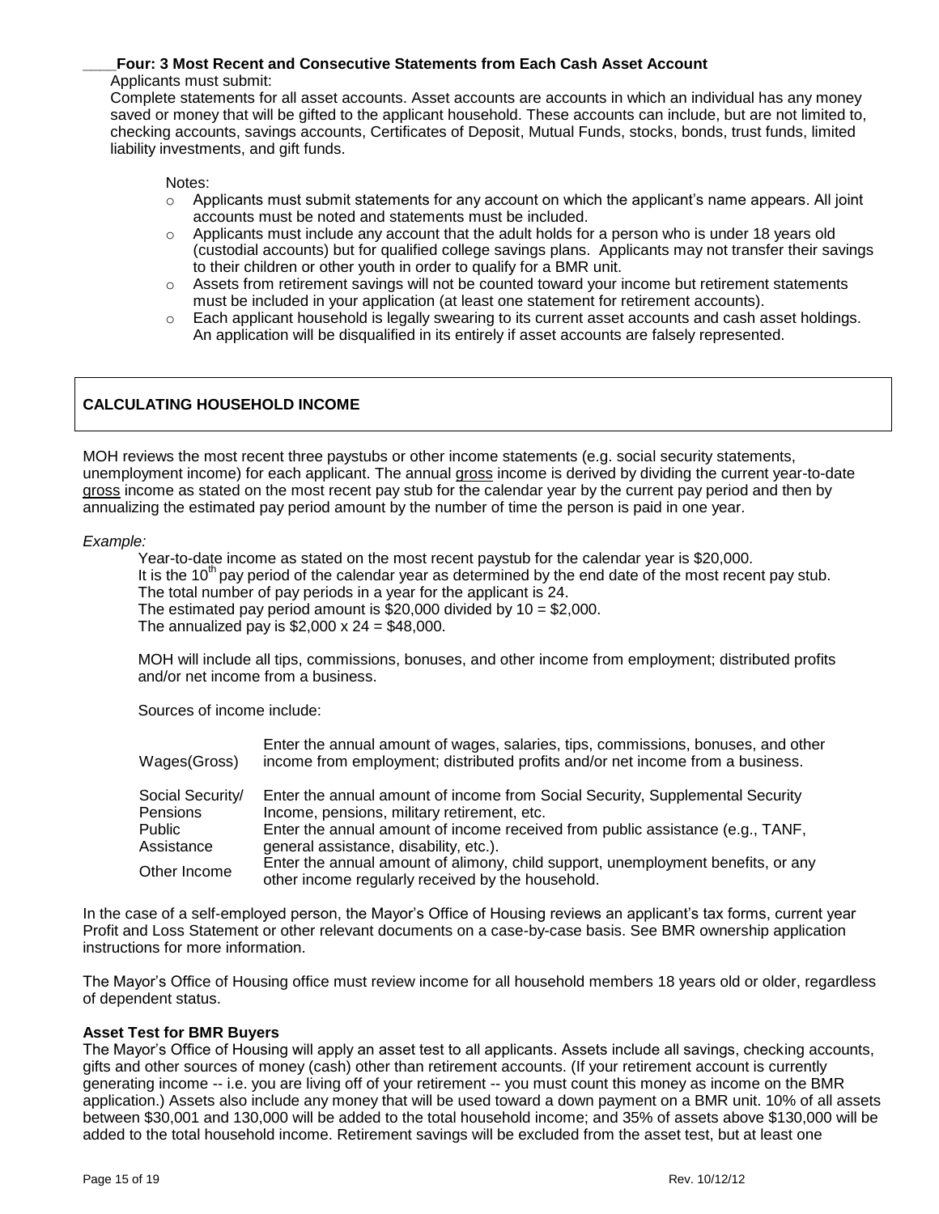____**Four: 3 Most Recent and Consecutive Statements from Each Cash Asset Account**

Applicants must submit:

Complete statements for all asset accounts. Asset accounts are accounts in which an individual has any money saved or money that will be gifted to the applicant household. These accounts can include, but are not limited to, checking accounts, savings accounts, Certificates of Deposit, Mutual Funds, stocks, bonds, trust funds, limited liability investments, and gift funds.

Notes:

- Applicants must submit statements for any account on which the applicant's name appears. All joint accounts must be noted and statements must be included.
- Applicants must include any account that the adult holds for a person who is under 18 years old (custodial accounts) but for qualified college savings plans. Applicants may not transfer their savings to their children or other youth in order to qualify for a BMR unit.
- Assets from retirement savings will not be counted toward your income but retirement statements must be included in your application (at least one statement for retirement accounts).
- Each applicant household is legally swearing to its current asset accounts and cash asset holdings. An application will be disqualified in its entirely if asset accounts are falsely represented.

## CALCULATING HOUSEHOLD INCOME

MOH reviews the most recent three paystubs or other income statements (e.g. social security statements, unemployment income) for each applicant. The annual gross income is derived by dividing the current year-to-date gross income as stated on the most recent pay stub for the calendar year by the current pay period and then by annualizing the estimated pay period amount by the number of time the person is paid in one year.

*Example:*

Year-to-date income as stated on the most recent paystub for the calendar year is $20,000.
It is the 10th pay period of the calendar year as determined by the end date of the most recent pay stub.
The total number of pay periods in a year for the applicant is 24.
The estimated pay period amount is $20,000 divided by 10 = $2,000.
The annualized pay is $2,000 x 24 = $48,000.

MOH will include all tips, commissions, bonuses, and other income from employment; distributed profits and/or net income from a business.

Sources of income include:

| | |
|---|---|
| Wages(Gross) | Enter the annual amount of wages, salaries, tips, commissions, bonuses, and other income from employment; distributed profits and/or net income from a business. |
| Social Security/ Pensions | Enter the annual amount of income from Social Security, Supplemental Security Income, pensions, military retirement, etc. |
| Public Assistance | Enter the annual amount of income received from public assistance (e.g., TANF, general assistance, disability, etc.). |
| Other Income | Enter the annual amount of alimony, child support, unemployment benefits, or any other income regularly received by the household. |

In the case of a self-employed person, the Mayor's Office of Housing reviews an applicant's tax forms, current year Profit and Loss Statement or other relevant documents on a case-by-case basis. See BMR ownership application instructions for more information.

The Mayor's Office of Housing office must review income for all household members 18 years old or older, regardless of dependent status.

**Asset Test for BMR Buyers**

The Mayor's Office of Housing will apply an asset test to all applicants. Assets include all savings, checking accounts, gifts and other sources of money (cash) other than retirement accounts. (If your retirement account is currently generating income -- i.e. you are living off of your retirement -- you must count this money as income on the BMR application.) Assets also include any money that will be used toward a down payment on a BMR unit. 10% of all assets between $30,001 and 130,000 will be added to the total household income; and 35% of assets above $130,000 will be added to the total household income. Retirement savings will be excluded from the asset test, but at least one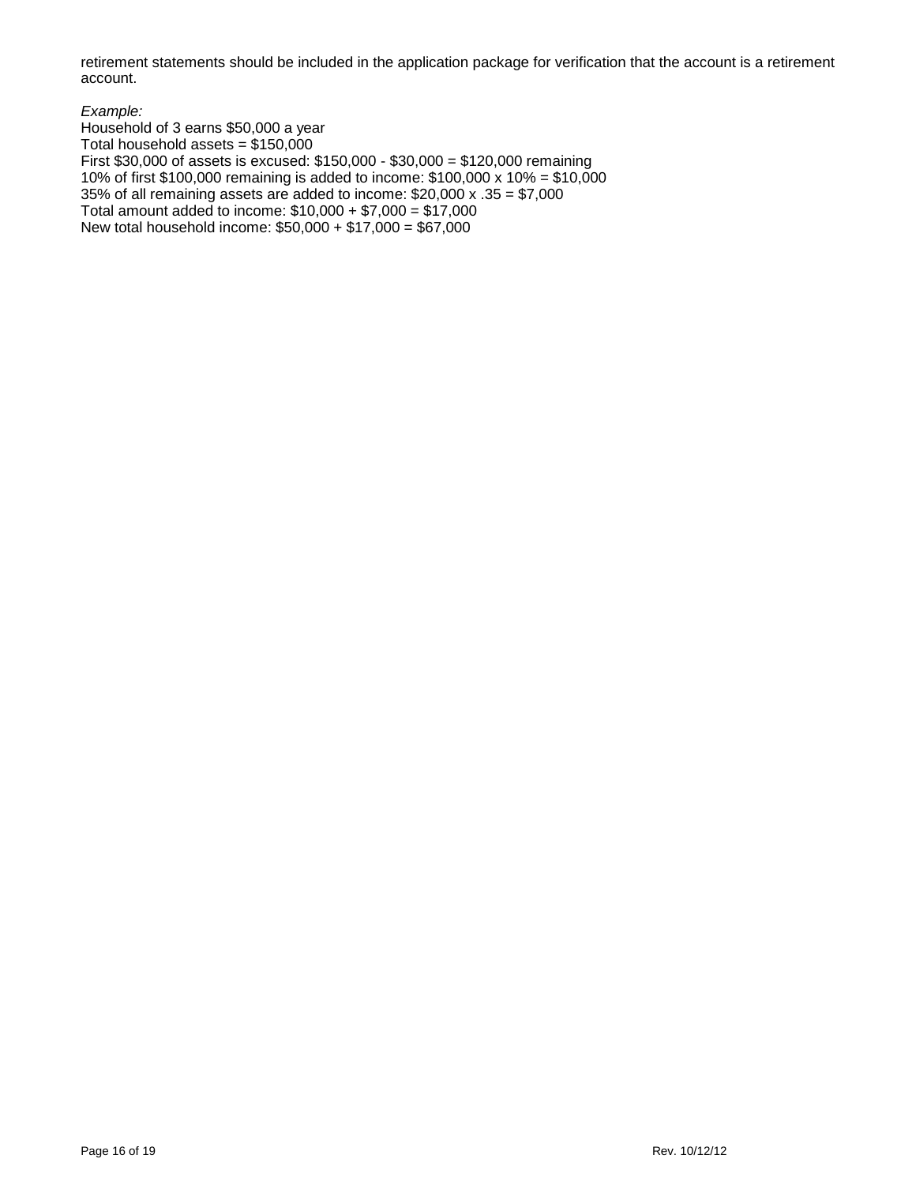retirement statements should be included in the application package for verification that the account is a retirement account.

*Example:*
Household of 3 earns $50,000 a year
Total household assets = $150,000
First $30,000 of assets is excused: $150,000 - $30,000 = $120,000 remaining
10% of first $100,000 remaining is added to income: $100,000 x 10% = $10,000
35% of all remaining assets are added to income: $20,000 x .35 = $7,000
Total amount added to income: $10,000 + $7,000 = $17,000
New total household income: $50,000 + $17,000 = $67,000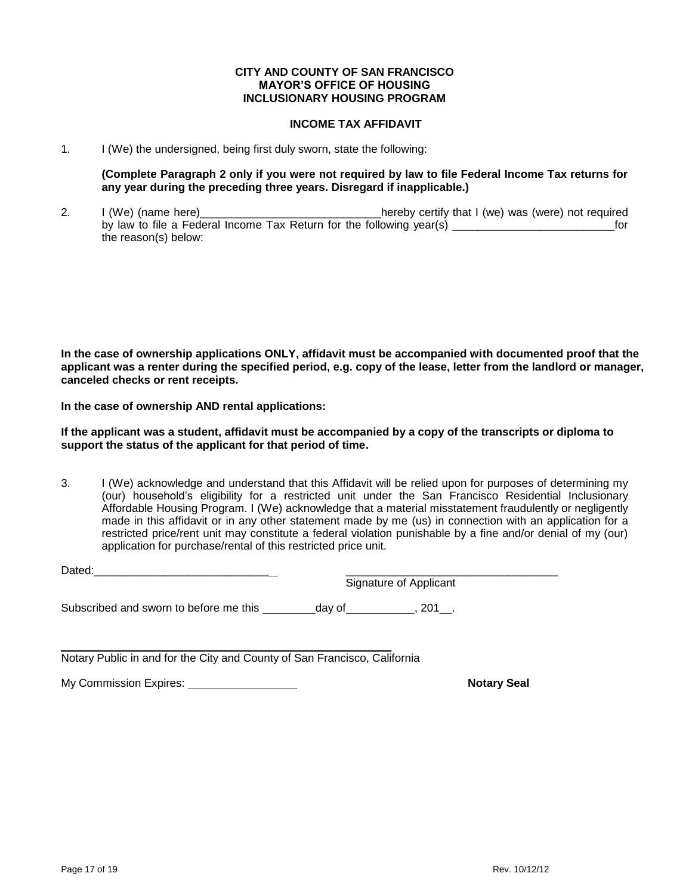**CITY AND COUNTY OF SAN FRANCISCO**
**MAYOR'S OFFICE OF HOUSING**
**INCLUSIONARY HOUSING PROGRAM**

**INCOME TAX AFFIDAVIT**

1. I (We) the undersigned, being first duly sworn, state the following:

   **(Complete Paragraph 2 only if you were not required by law to file Federal Income Tax returns for any year during the preceding three years. Disregard if inapplicable.)**

2. I (We) (name here)_____________________________hereby certify that I (we) was (were) not required by law to file a Federal Income Tax Return for the following year(s) ___________________________for the reason(s) below:

**In the case of ownership applications ONLY, affidavit must be accompanied with documented proof that the applicant was a renter during the specified period, e.g. copy of the lease, letter from the landlord or manager, canceled checks or rent receipts.**

**In the case of ownership AND rental applications:**

**If the applicant was a student, affidavit must be accompanied by a copy of the transcripts or diploma to support the status of the applicant for that period of time.**

3. I (We) acknowledge and understand that this Affidavit will be relied upon for purposes of determining my (our) household's eligibility for a restricted unit under the San Francisco Residential Inclusionary Affordable Housing Program. I (We) acknowledge that a material misstatement fraudulently or negligently made in this affidavit or in any other statement made by me (us) in connection with an application for a restricted price/rent unit may constitute a federal violation punishable by a fine and/or denial of my (our) application for purchase/rental of this restricted price unit.

Dated:_____________________________ ___________________________________
Signature of Applicant

Subscribed and sworn to before me this _________day of___________, 201__.

_______________________________________________________
Notary Public in and for the City and County of San Francisco, California

My Commission Expires: _________________ **Notary Seal**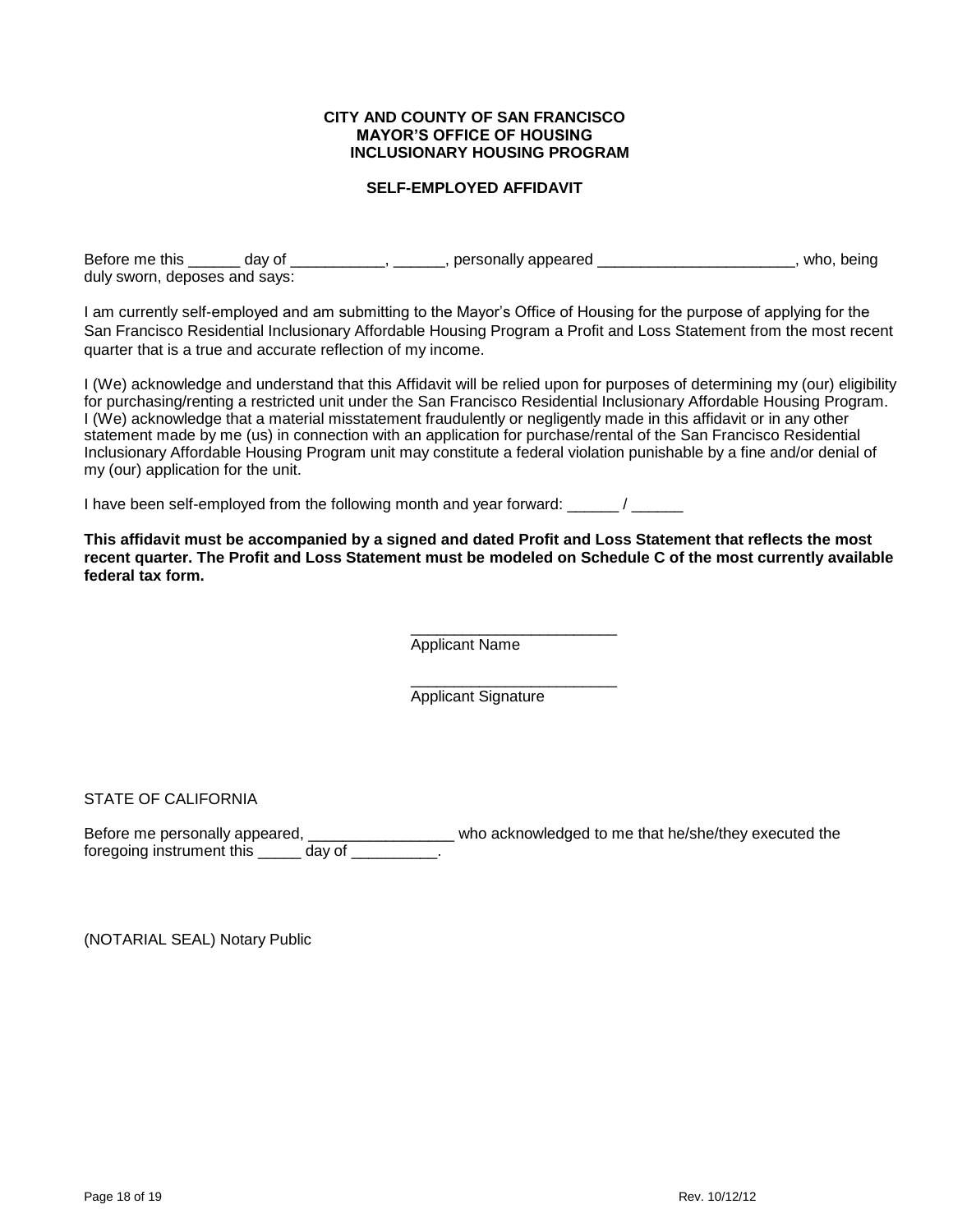**CITY AND COUNTY OF SAN FRANCISCO**
**MAYOR'S OFFICE OF HOUSING**
**INCLUSIONARY HOUSING PROGRAM**

**SELF-EMPLOYED AFFIDAVIT**

Before me this ______ day of ___________, ______, personally appeared _______________________, who, being duly sworn, deposes and says:

I am currently self-employed and am submitting to the Mayor's Office of Housing for the purpose of applying for the San Francisco Residential Inclusionary Affordable Housing Program a Profit and Loss Statement from the most recent quarter that is a true and accurate reflection of my income.

I (We) acknowledge and understand that this Affidavit will be relied upon for purposes of determining my (our) eligibility for purchasing/renting a restricted unit under the San Francisco Residential Inclusionary Affordable Housing Program. I (We) acknowledge that a material misstatement fraudulently or negligently made in this affidavit or in any other statement made by me (us) in connection with an application for purchase/rental of the San Francisco Residential Inclusionary Affordable Housing Program unit may constitute a federal violation punishable by a fine and/or denial of my (our) application for the unit.

I have been self-employed from the following month and year forward: ______ / ______

**This affidavit must be accompanied by a signed and dated Profit and Loss Statement that reflects the most recent quarter. The Profit and Loss Statement must be modeled on Schedule C of the most currently available federal tax form.**

________________________
Applicant Name

________________________
Applicant Signature

STATE OF CALIFORNIA

Before me personally appeared, _________________ who acknowledged to me that he/she/they executed the foregoing instrument this _____ day of __________.

(NOTARIAL SEAL) Notary Public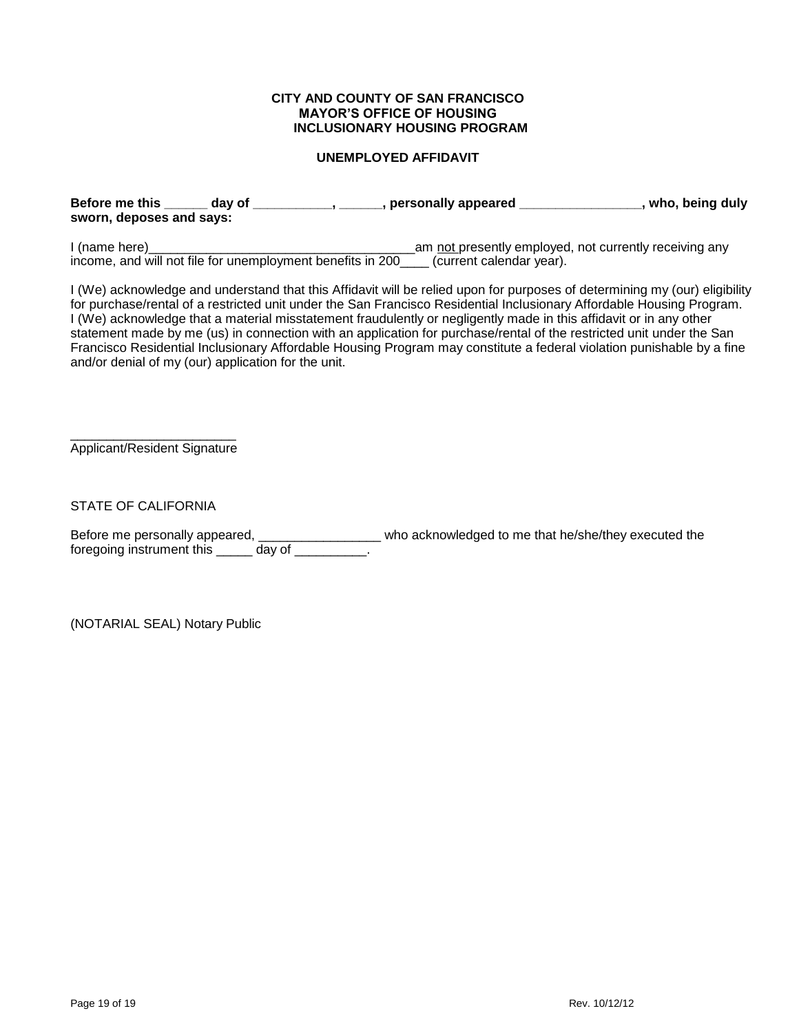**CITY AND COUNTY OF SAN FRANCISCO**
**MAYOR'S OFFICE OF HOUSING**
**INCLUSIONARY HOUSING PROGRAM**

**UNEMPLOYED AFFIDAVIT**

**Before me this ______ day of ___________, ______, personally appeared ________________, who, being duly sworn, deposes and says:**

I (name here)_____________________________________am <u>not</u> presently employed, not currently receiving any income, and will not file for unemployment benefits in 200____ (current calendar year).

I (We) acknowledge and understand that this Affidavit will be relied upon for purposes of determining my (our) eligibility for purchase/rental of a restricted unit under the San Francisco Residential Inclusionary Affordable Housing Program. I (We) acknowledge that a material misstatement fraudulently or negligently made in this affidavit or in any other statement made by me (us) in connection with an application for purchase/rental of the restricted unit under the San Francisco Residential Inclusionary Affordable Housing Program may constitute a federal violation punishable by a fine and/or denial of my (our) application for the unit.

_______________________
Applicant/Resident Signature

STATE OF CALIFORNIA

Before me personally appeared, _________________ who acknowledged to me that he/she/they executed the foregoing instrument this _____ day of __________.

(NOTARIAL SEAL) Notary Public